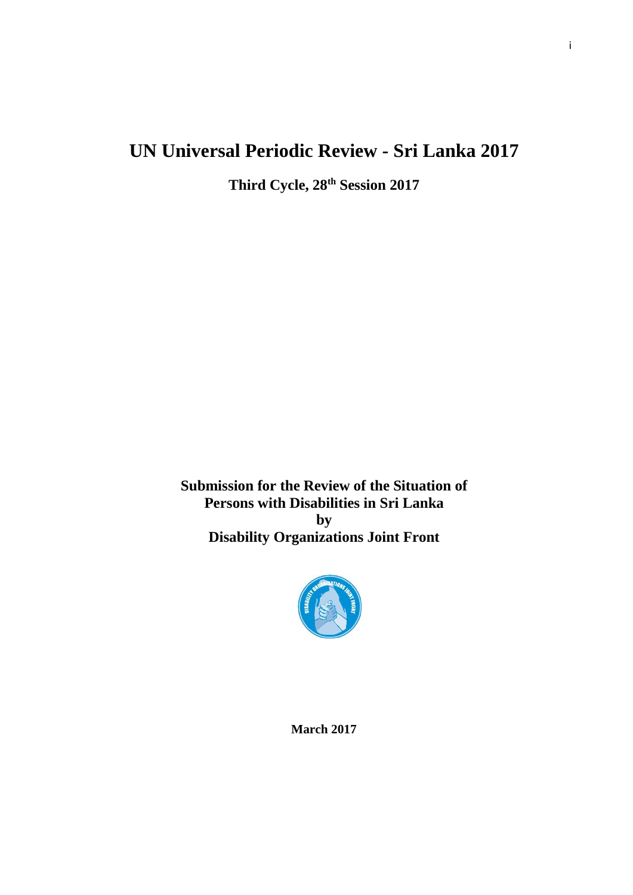# UN Universal Periodic Review - Sri Lanka 2017

**Third Cycle, 28th Session 2017**

**Submission for the Review of the Situation of Persons with Disabilities in Sri Lanka by Disability Organizations Joint Front**

**March 2017**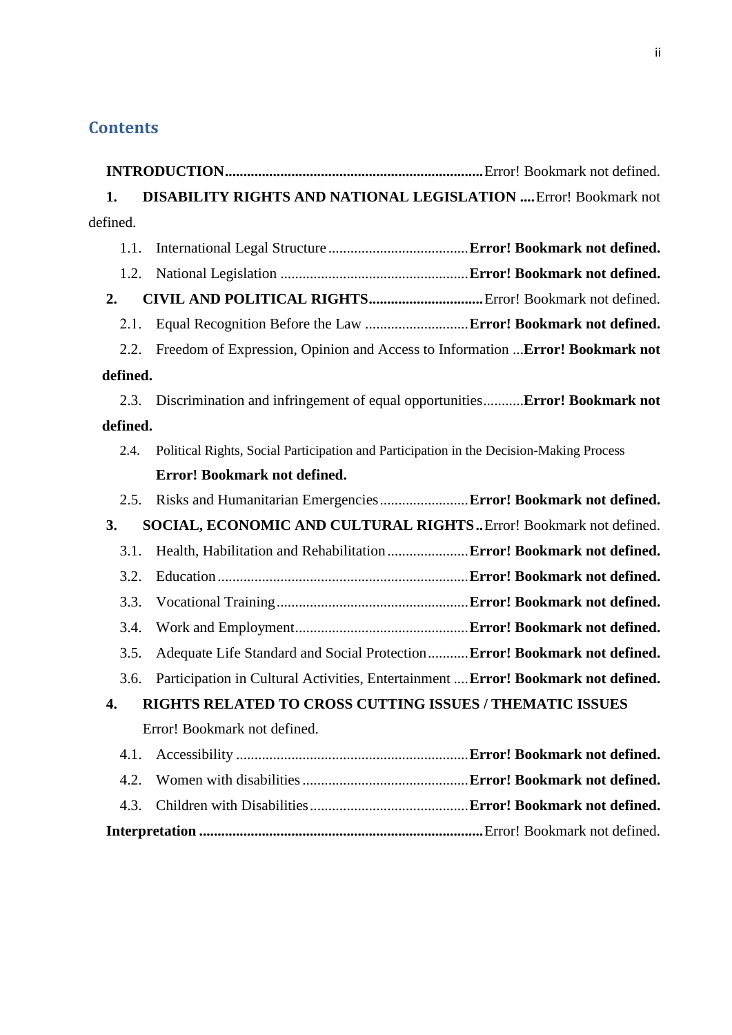## Contents

**INTRODUCTION**......................................................................Error! Bookmark not defined.

**1. DISABILITY RIGHTS AND NATIONAL LEGISLATION ....**Error! Bookmark not defined.

1.1. International Legal Structure ......................................**Error! Bookmark not defined.**

1.2. National Legislation ..................................................**Error! Bookmark not defined.**

**2. CIVIL AND POLITICAL RIGHTS**...............................Error! Bookmark not defined.

2.1. Equal Recognition Before the Law ............................**Error! Bookmark not defined.**

2.2. Freedom of Expression, Opinion and Access to Information ...**Error! Bookmark not defined.**

2.3. Discrimination and infringement of equal opportunities...........**Error! Bookmark not defined.**

2.4. Political Rights, Social Participation and Participation in the Decision-Making Process **Error! Bookmark not defined.**

2.5. Risks and Humanitarian Emergencies........................**Error! Bookmark not defined.**

**3. SOCIAL, ECONOMIC AND CULTURAL RIGHTS..**Error! Bookmark not defined.

3.1. Health, Habilitation and Rehabilitation......................**Error! Bookmark not defined.**

3.2. Education....................................................................**Error! Bookmark not defined.**

3.3. Vocational Training....................................................**Error! Bookmark not defined.**

3.4. Work and Employment...............................................**Error! Bookmark not defined.**

3.5. Adequate Life Standard and Social Protection...........**Error! Bookmark not defined.**

3.6. Participation in Cultural Activities, Entertainment ....**Error! Bookmark not defined.**

**4. RIGHTS RELATED TO CROSS CUTTING ISSUES / THEMATIC ISSUES** Error! Bookmark not defined.

4.1. Accessibility ..............................................................**Error! Bookmark not defined.**

4.2. Women with disabilities ............................................**Error! Bookmark not defined.**

4.3. Children with Disabilities...........................................**Error! Bookmark not defined.**

**Interpretation** ............................................................................Error! Bookmark not defined.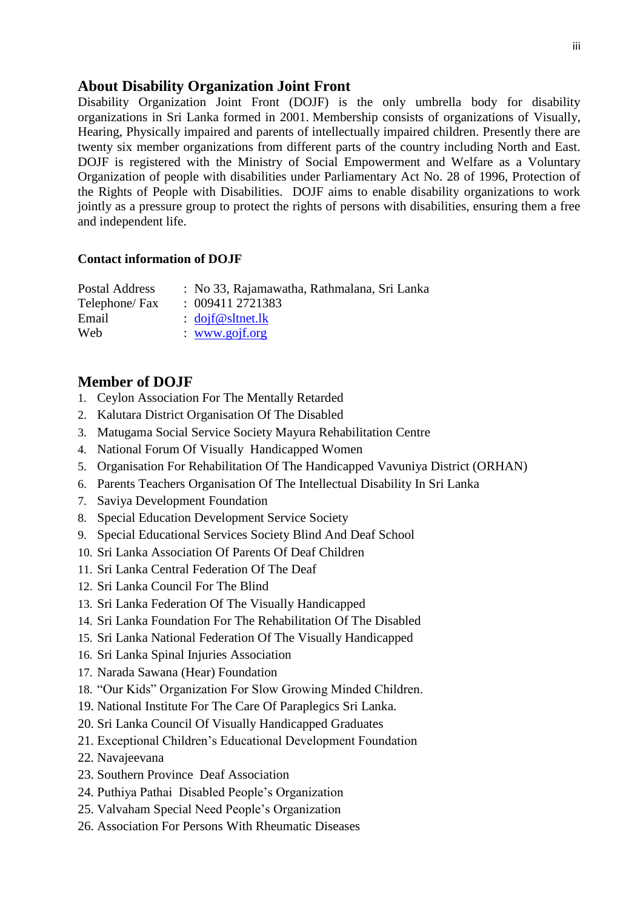## About Disability Organization Joint Front

Disability Organization Joint Front (DOJF) is the only umbrella body for disability organizations in Sri Lanka formed in 2001. Membership consists of organizations of Visually, Hearing, Physically impaired and parents of intellectually impaired children. Presently there are twenty six member organizations from different parts of the country including North and East. DOJF is registered with the Ministry of Social Empowerment and Welfare as a Voluntary Organization of people with disabilities under Parliamentary Act No. 28 of 1996, Protection of the Rights of People with Disabilities. DOJF aims to enable disability organizations to work jointly as a pressure group to protect the rights of persons with disabilities, ensuring them a free and independent life.

**Contact information of DOJF**

| | |
|---|---|
| Postal Address | : No 33, Rajamawatha, Rathmalana, Sri Lanka |
| Telephone/ Fax | : 009411 2721383 |
| Email | : dojf@sltnet.lk |
| Web | : www.gojf.org |

## Member of DOJF

1. Ceylon Association For The Mentally Retarded
2. Kalutara District Organisation Of The Disabled
3. Matugama Social Service Society Mayura Rehabilitation Centre
4. National Forum Of Visually Handicapped Women
5. Organisation For Rehabilitation Of The Handicapped Vavuniya District (ORHAN)
6. Parents Teachers Organisation Of The Intellectual Disability In Sri Lanka
7. Saviya Development Foundation
8. Special Education Development Service Society
9. Special Educational Services Society Blind And Deaf School
10. Sri Lanka Association Of Parents Of Deaf Children
11. Sri Lanka Central Federation Of The Deaf
12. Sri Lanka Council For The Blind
13. Sri Lanka Federation Of The Visually Handicapped
14. Sri Lanka Foundation For The Rehabilitation Of The Disabled
15. Sri Lanka National Federation Of The Visually Handicapped
16. Sri Lanka Spinal Injuries Association
17. Narada Sawana (Hear) Foundation
18. "Our Kids" Organization For Slow Growing Minded Children.
19. National Institute For The Care Of Paraplegics Sri Lanka.
20. Sri Lanka Council Of Visually Handicapped Graduates
21. Exceptional Children's Educational Development Foundation
22. Navajeevana
23. Southern Province Deaf Association
24. Puthiya Pathai Disabled People's Organization
25. Valvaham Special Need People's Organization
26. Association For Persons With Rheumatic Diseases